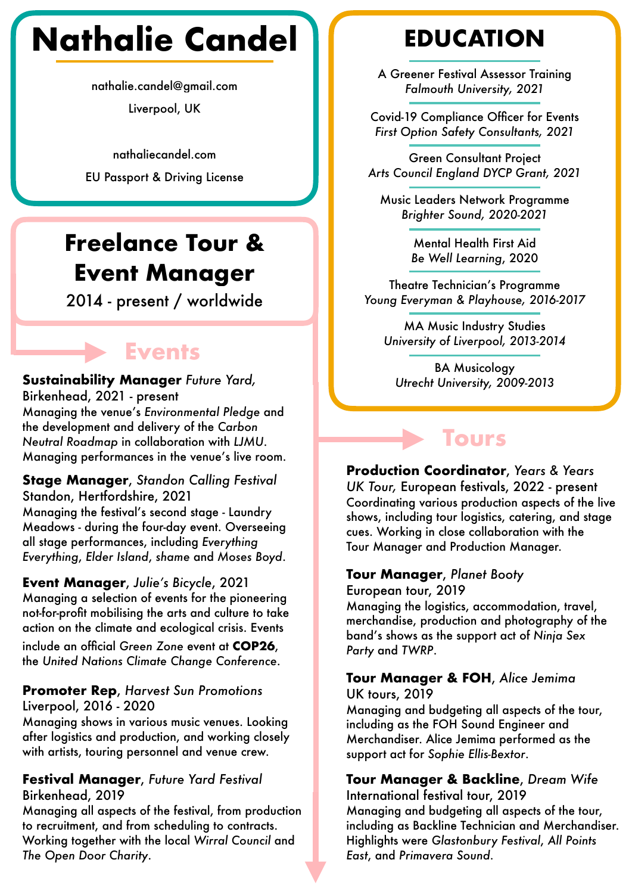# Nathalie Candel

nathalie.candel@gmail.com

Liverpool, UK

nathaliecandel.com

EU Passport & Driving License

## Freelance Tour & Event Manager

2014 - present / worldwide

### Events

**Sustainability Manager** *Future Yard*, Birkenhead, 2021 - present
Managing the venue's *Environmental Pledge* and the development and delivery of the *Carbon Neutral Roadmap* in collaboration with *LJMU*. Managing performances in the venue's live room.

**Stage Manager**, *Standon Calling Festival* Standon, Hertfordshire, 2021
Managing the festival's second stage - Laundry Meadows - during the four-day event. Overseeing all stage performances, including *Everything Everything*, *Elder Island*, *shame* and *Moses Boyd*.

**Event Manager**, *Julie's Bicycle*, 2021
Managing a selection of events for the pioneering not-for-profit mobilising the arts and culture to take action on the climate and ecological crisis. Events include an official *Green Zone* event at **COP26**, the *United Nations Climate Change Conference*.

**Promoter Rep**, *Harvest Sun Promotions* Liverpool, 2016 - 2020
Managing shows in various music venues. Looking after logistics and production, and working closely with artists, touring personnel and venue crew.

**Festival Manager**, *Future Yard Festival* Birkenhead, 2019
Managing all aspects of the festival, from production to recruitment, and from scheduling to contracts. Working together with the local *Wirral Council* and *The Open Door Charity*.

## EDUCATION

A Greener Festival Assessor Training
*Falmouth University, 2021*

Covid-19 Compliance Officer for Events
*First Option Safety Consultants, 2021*

Green Consultant Project
*Arts Council England DYCP Grant, 2021*

Music Leaders Network Programme
*Brighter Sound, 2020-2021*

Mental Health First Aid
*Be Well Learning*, 2020

Theatre Technician's Programme
*Young Everyman & Playhouse, 2016-2017*

MA Music Industry Studies
*University of Liverpool, 2013-2014*

BA Musicology
*Utrecht University, 2009-2013*

### Tours

**Production Coordinator**, *Years & Years* UK Tour, European festivals, 2022 - present
Coordinating various production aspects of the live shows, including tour logistics, catering, and stage cues. Working in close collaboration with the Tour Manager and Production Manager.

**Tour Manager**, *Planet Booty* European tour, 2019
Managing the logistics, accommodation, travel, merchandise, production and photography of the band's shows as the support act of *Ninja Sex Party* and *TWRP*.

**Tour Manager & FOH**, *Alice Jemima* UK tours, 2019
Managing and budgeting all aspects of the tour, including as the FOH Sound Engineer and Merchandiser. Alice Jemima performed as the support act for *Sophie Ellis-Bextor*.

**Tour Manager & Backline**, *Dream Wife* International festival tour, 2019
Managing and budgeting all aspects of the tour, including as Backline Technician and Merchandiser. Highlights were *Glastonbury Festival*, *All Points East*, and *Primavera Sound*.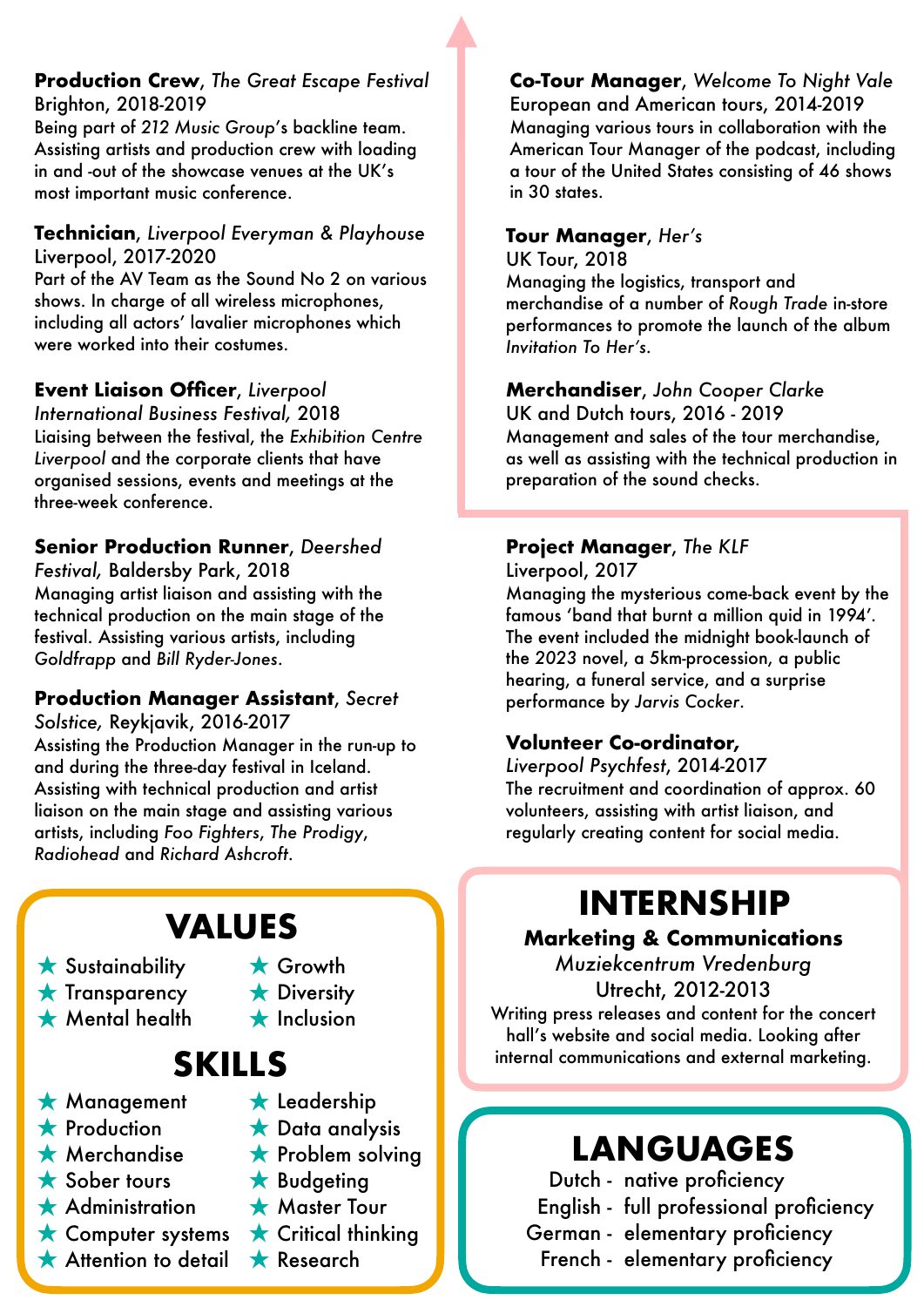**Production Crew**, *The Great Escape Festival*
Brighton, 2018-2019
Being part of *212 Music Group*'s backline team. Assisting artists and production crew with loading in and -out of the showcase venues at the UK's most important music conference.

**Technician**, *Liverpool Everyman & Playhouse*
Liverpool, 2017-2020
Part of the AV Team as the Sound No 2 on various shows. In charge of all wireless microphones, including all actors' lavalier microphones which were worked into their costumes.

**Event Liaison Officer**, *Liverpool International Business Festival,* 2018
Liaising between the festival, the *Exhibition Centre Liverpool* and the corporate clients that have organised sessions, events and meetings at the three-week conference.

**Senior Production Runner**, *Deershed Festival,* Baldersby Park, 2018
Managing artist liaison and assisting with the technical production on the main stage of the festival. Assisting various artists, including *Goldfrapp* and *Bill Ryder-Jones*.

**Production Manager Assistant**, *Secret Solstice,* Reykjavik, 2016-2017
Assisting the Production Manager in the run-up to and during the three-day festival in Iceland. Assisting with technical production and artist liaison on the main stage and assisting various artists, including *Foo Fighters*, *The Prodigy*, *Radiohead* and *Richard Ashcroft*.

**Co-Tour Manager**, *Welcome To Night Vale*
European and American tours, 2014-2019
Managing various tours in collaboration with the American Tour Manager of the podcast, including a tour of the United States consisting of 46 shows in 30 states.

**Tour Manager**, *Her's*
UK Tour, 2018
Managing the logistics, transport and merchandise of a number of *Rough Trade* in-store performances to promote the launch of the album *Invitation To Her's*.

**Merchandiser**, *John Cooper Clarke*
UK and Dutch tours, 2016 - 2019
Management and sales of the tour merchandise, as well as assisting with the technical production in preparation of the sound checks.

**Project Manager**, *The KLF*
Liverpool, 2017
Managing the mysterious come-back event by the famous 'band that burnt a million quid in 1994'. The event included the midnight book-launch of the *2023* novel, a 5km-procession, a public hearing, a funeral service, and a surprise performance by *Jarvis Cocker*.

**Volunteer Co-ordinator,**
*Liverpool Psychfest*, 2014-2017
The recruitment and coordination of approx. 60 volunteers, assisting with artist liaison, and regularly creating content for social media.

## VALUES

- Sustainability
- Transparency
- Mental health
- Growth
- Diversity
- Inclusion

## SKILLS

- Management
- Production
- Merchandise
- Sober tours
- Administration
- Computer systems
- Attention to detail
- Leadership
- Data analysis
- Problem solving
- Budgeting
- Master Tour
- Critical thinking
- Research

## INTERNSHIP

**Marketing & Communications**
*Muziekcentrum Vredenburg*
Utrecht, 2012-2013
Writing press releases and content for the concert hall's website and social media. Looking after internal communications and external marketing.

## LANGUAGES

Dutch - native proficiency
English - full professional proficiency
German - elementary proficiency
French - elementary proficiency